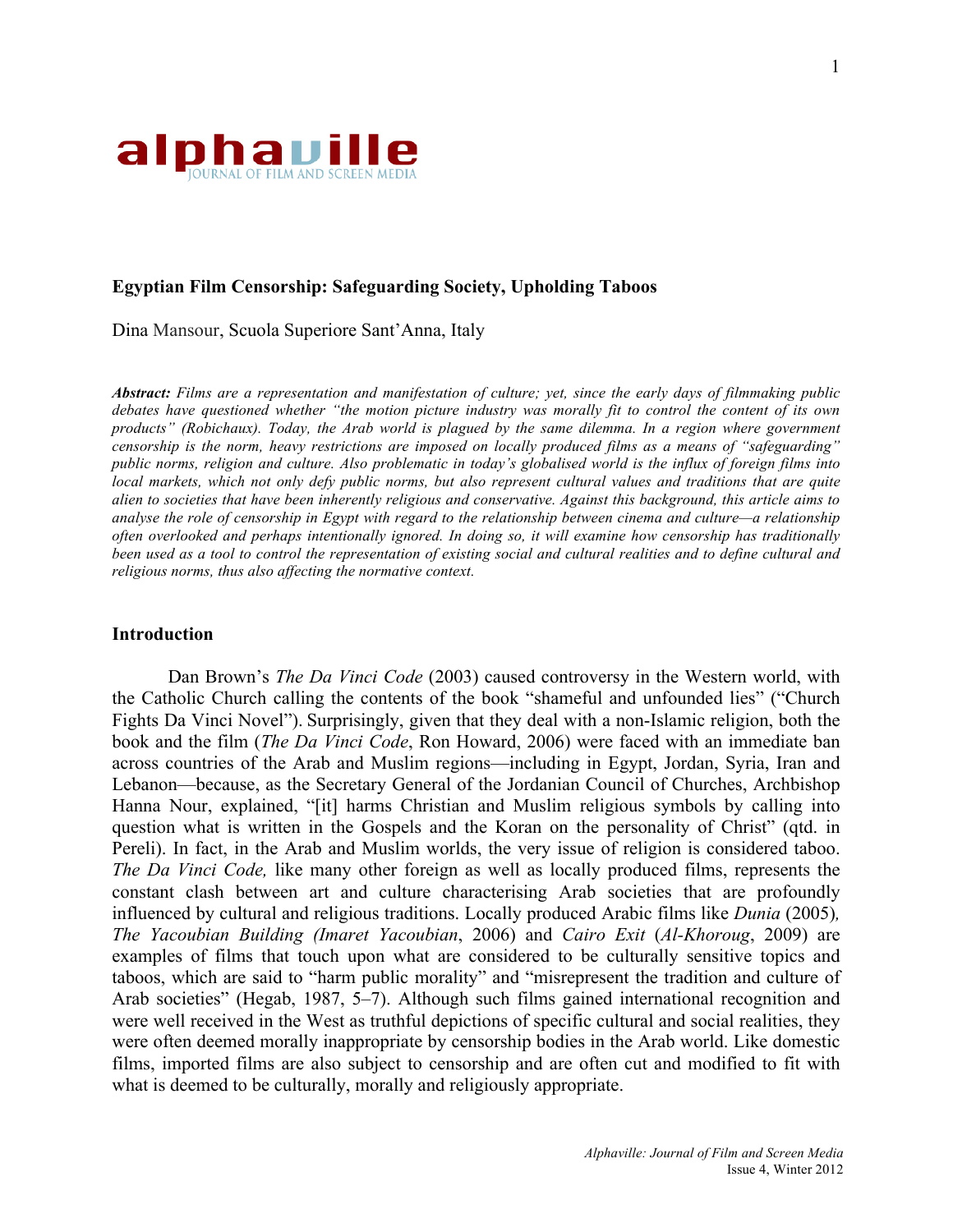# Egyptian Film Censorship: Safeguarding Society, Upholding Taboos

Dina Mansour, Scuola Superiore Sant'Anna, Italy

***Abstract:*** *Films are a representation and manifestation of culture; yet, since the early days of filmmaking public debates have questioned whether "the motion picture industry was morally fit to control the content of its own products" (Robichaux). Today, the Arab world is plagued by the same dilemma. In a region where government censorship is the norm, heavy restrictions are imposed on locally produced films as a means of "safeguarding" public norms, religion and culture. Also problematic in today's globalised world is the influx of foreign films into local markets, which not only defy public norms, but also represent cultural values and traditions that are quite alien to societies that have been inherently religious and conservative. Against this background, this article aims to analyse the role of censorship in Egypt with regard to the relationship between cinema and culture—a relationship often overlooked and perhaps intentionally ignored. In doing so, it will examine how censorship has traditionally been used as a tool to control the representation of existing social and cultural realities and to define cultural and religious norms, thus also affecting the normative context.*

## Introduction

Dan Brown's *The Da Vinci Code* (2003) caused controversy in the Western world, with the Catholic Church calling the contents of the book "shameful and unfounded lies" ("Church Fights Da Vinci Novel"). Surprisingly, given that they deal with a non-Islamic religion, both the book and the film (*The Da Vinci Code*, Ron Howard, 2006) were faced with an immediate ban across countries of the Arab and Muslim regions—including in Egypt, Jordan, Syria, Iran and Lebanon—because, as the Secretary General of the Jordanian Council of Churches, Archbishop Hanna Nour, explained, "[it] harms Christian and Muslim religious symbols by calling into question what is written in the Gospels and the Koran on the personality of Christ" (qtd. in Pereli). In fact, in the Arab and Muslim worlds, the very issue of religion is considered taboo. *The Da Vinci Code,* like many other foreign as well as locally produced films, represents the constant clash between art and culture characterising Arab societies that are profoundly influenced by cultural and religious traditions. Locally produced Arabic films like *Dunia* (2005)*, The Yacoubian Building (Imaret Yacoubian*, 2006) and *Cairo Exit* (*Al-Khoroug*, 2009) are examples of films that touch upon what are considered to be culturally sensitive topics and taboos, which are said to "harm public morality" and "misrepresent the tradition and culture of Arab societies" (Hegab, 1987, 5–7). Although such films gained international recognition and were well received in the West as truthful depictions of specific cultural and social realities, they were often deemed morally inappropriate by censorship bodies in the Arab world. Like domestic films, imported films are also subject to censorship and are often cut and modified to fit with what is deemed to be culturally, morally and religiously appropriate.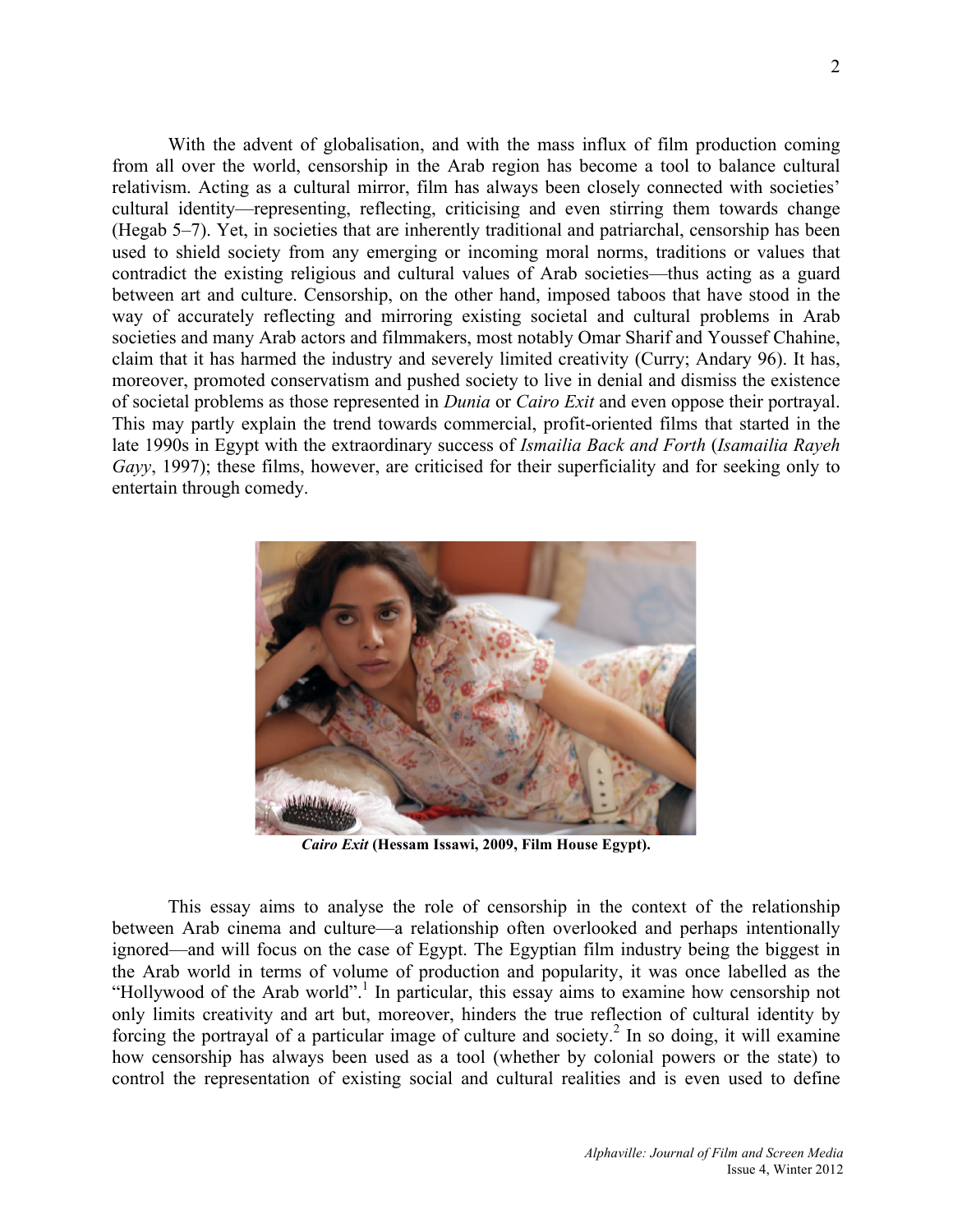With the advent of globalisation, and with the mass influx of film production coming from all over the world, censorship in the Arab region has become a tool to balance cultural relativism. Acting as a cultural mirror, film has always been closely connected with societies' cultural identity—representing, reflecting, criticising and even stirring them towards change (Hegab 5–7). Yet, in societies that are inherently traditional and patriarchal, censorship has been used to shield society from any emerging or incoming moral norms, traditions or values that contradict the existing religious and cultural values of Arab societies—thus acting as a guard between art and culture. Censorship, on the other hand, imposed taboos that have stood in the way of accurately reflecting and mirroring existing societal and cultural problems in Arab societies and many Arab actors and filmmakers, most notably Omar Sharif and Youssef Chahine, claim that it has harmed the industry and severely limited creativity (Curry; Andary 96). It has, moreover, promoted conservatism and pushed society to live in denial and dismiss the existence of societal problems as those represented in *Dunia* or *Cairo Exit* and even oppose their portrayal. This may partly explain the trend towards commercial, profit-oriented films that started in the late 1990s in Egypt with the extraordinary success of *Ismailia Back and Forth* (*Isamailia Rayeh Gayy*, 1997); these films, however, are criticised for their superficiality and for seeking only to entertain through comedy.

***Cairo Exit*** **(Hessam Issawi, 2009, Film House Egypt).**

This essay aims to analyse the role of censorship in the context of the relationship between Arab cinema and culture—a relationship often overlooked and perhaps intentionally ignored—and will focus on the case of Egypt. The Egyptian film industry being the biggest in the Arab world in terms of volume of production and popularity, it was once labelled as the "Hollywood of the Arab world".[1] In particular, this essay aims to examine how censorship not only limits creativity and art but, moreover, hinders the true reflection of cultural identity by forcing the portrayal of a particular image of culture and society.[2] In so doing, it will examine how censorship has always been used as a tool (whether by colonial powers or the state) to control the representation of existing social and cultural realities and is even used to define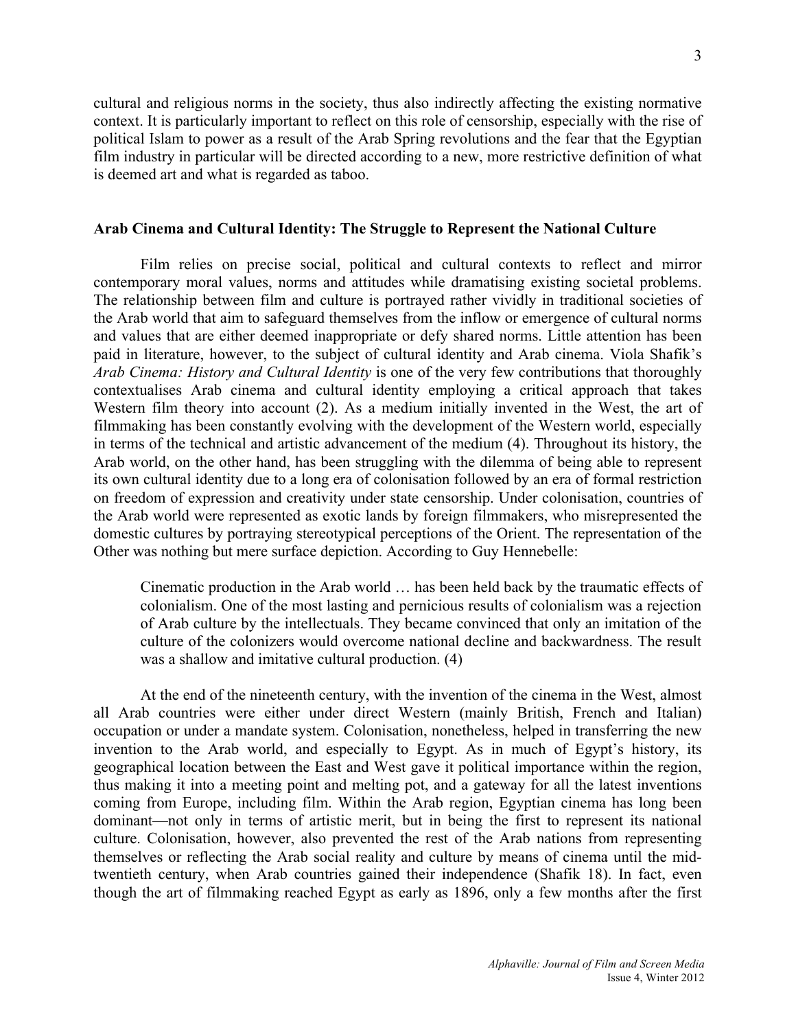cultural and religious norms in the society, thus also indirectly affecting the existing normative context. It is particularly important to reflect on this role of censorship, especially with the rise of political Islam to power as a result of the Arab Spring revolutions and the fear that the Egyptian film industry in particular will be directed according to a new, more restrictive definition of what is deemed art and what is regarded as taboo.

## Arab Cinema and Cultural Identity: The Struggle to Represent the National Culture

Film relies on precise social, political and cultural contexts to reflect and mirror contemporary moral values, norms and attitudes while dramatising existing societal problems. The relationship between film and culture is portrayed rather vividly in traditional societies of the Arab world that aim to safeguard themselves from the inflow or emergence of cultural norms and values that are either deemed inappropriate or defy shared norms. Little attention has been paid in literature, however, to the subject of cultural identity and Arab cinema. Viola Shafik's *Arab Cinema: History and Cultural Identity* is one of the very few contributions that thoroughly contextualises Arab cinema and cultural identity employing a critical approach that takes Western film theory into account (2). As a medium initially invented in the West, the art of filmmaking has been constantly evolving with the development of the Western world, especially in terms of the technical and artistic advancement of the medium (4). Throughout its history, the Arab world, on the other hand, has been struggling with the dilemma of being able to represent its own cultural identity due to a long era of colonisation followed by an era of formal restriction on freedom of expression and creativity under state censorship. Under colonisation, countries of the Arab world were represented as exotic lands by foreign filmmakers, who misrepresented the domestic cultures by portraying stereotypical perceptions of the Orient. The representation of the Other was nothing but mere surface depiction. According to Guy Hennebelle:

> Cinematic production in the Arab world … has been held back by the traumatic effects of colonialism. One of the most lasting and pernicious results of colonialism was a rejection of Arab culture by the intellectuals. They became convinced that only an imitation of the culture of the colonizers would overcome national decline and backwardness. The result was a shallow and imitative cultural production. (4)

At the end of the nineteenth century, with the invention of the cinema in the West, almost all Arab countries were either under direct Western (mainly British, French and Italian) occupation or under a mandate system. Colonisation, nonetheless, helped in transferring the new invention to the Arab world, and especially to Egypt. As in much of Egypt's history, its geographical location between the East and West gave it political importance within the region, thus making it into a meeting point and melting pot, and a gateway for all the latest inventions coming from Europe, including film. Within the Arab region, Egyptian cinema has long been dominant—not only in terms of artistic merit, but in being the first to represent its national culture. Colonisation, however, also prevented the rest of the Arab nations from representing themselves or reflecting the Arab social reality and culture by means of cinema until the mid-twentieth century, when Arab countries gained their independence (Shafik 18). In fact, even though the art of filmmaking reached Egypt as early as 1896, only a few months after the first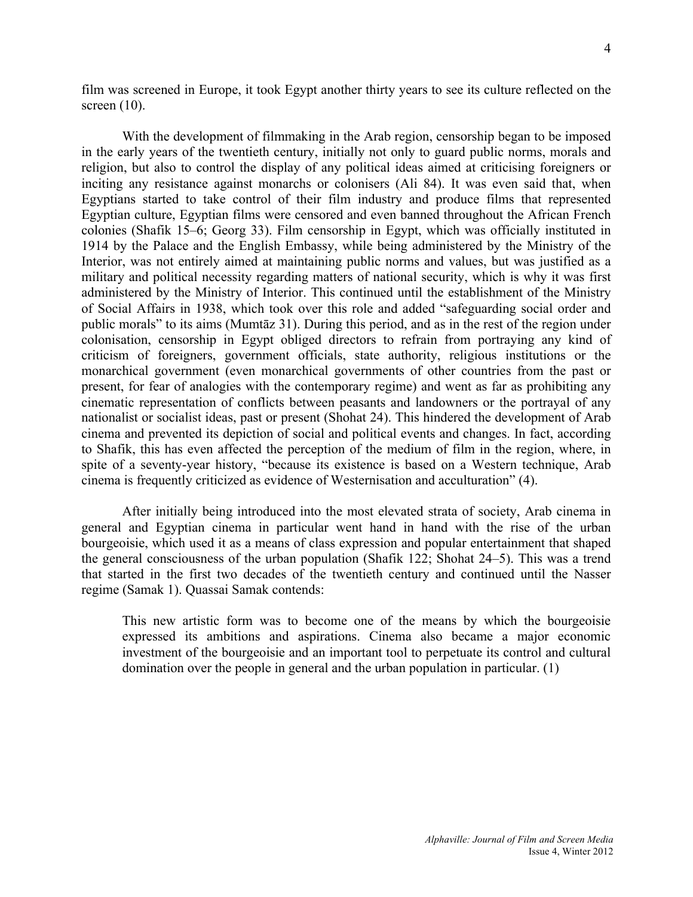film was screened in Europe, it took Egypt another thirty years to see its culture reflected on the screen (10).

With the development of filmmaking in the Arab region, censorship began to be imposed in the early years of the twentieth century, initially not only to guard public norms, morals and religion, but also to control the display of any political ideas aimed at criticising foreigners or inciting any resistance against monarchs or colonisers (Ali 84). It was even said that, when Egyptians started to take control of their film industry and produce films that represented Egyptian culture, Egyptian films were censored and even banned throughout the African French colonies (Shafik 15–6; Georg 33). Film censorship in Egypt, which was officially instituted in 1914 by the Palace and the English Embassy, while being administered by the Ministry of the Interior, was not entirely aimed at maintaining public norms and values, but was justified as a military and political necessity regarding matters of national security, which is why it was first administered by the Ministry of Interior. This continued until the establishment of the Ministry of Social Affairs in 1938, which took over this role and added "safeguarding social order and public morals" to its aims (Mumtāz 31). During this period, and as in the rest of the region under colonisation, censorship in Egypt obliged directors to refrain from portraying any kind of criticism of foreigners, government officials, state authority, religious institutions or the monarchical government (even monarchical governments of other countries from the past or present, for fear of analogies with the contemporary regime) and went as far as prohibiting any cinematic representation of conflicts between peasants and landowners or the portrayal of any nationalist or socialist ideas, past or present (Shohat 24). This hindered the development of Arab cinema and prevented its depiction of social and political events and changes. In fact, according to Shafik, this has even affected the perception of the medium of film in the region, where, in spite of a seventy-year history, "because its existence is based on a Western technique, Arab cinema is frequently criticized as evidence of Westernisation and acculturation" (4).

After initially being introduced into the most elevated strata of society, Arab cinema in general and Egyptian cinema in particular went hand in hand with the rise of the urban bourgeoisie, which used it as a means of class expression and popular entertainment that shaped the general consciousness of the urban population (Shafik 122; Shohat 24–5). This was a trend that started in the first two decades of the twentieth century and continued until the Nasser regime (Samak 1). Quassai Samak contends:

> This new artistic form was to become one of the means by which the bourgeoisie expressed its ambitions and aspirations. Cinema also became a major economic investment of the bourgeoisie and an important tool to perpetuate its control and cultural domination over the people in general and the urban population in particular. (1)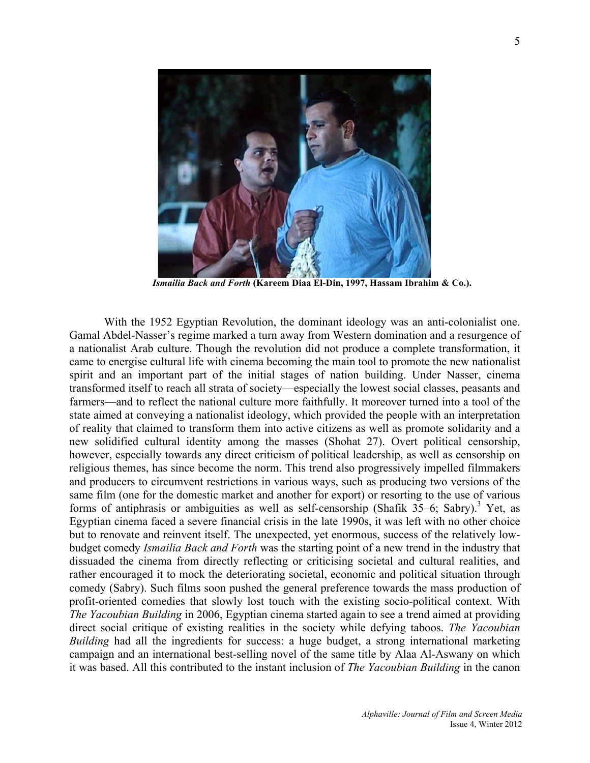***Ismailia Back and Forth*** **(Kareem Diaa El-Din, 1997, Hassam Ibrahim & Co.).**

With the 1952 Egyptian Revolution, the dominant ideology was an anti-colonialist one. Gamal Abdel-Nasser's regime marked a turn away from Western domination and a resurgence of a nationalist Arab culture. Though the revolution did not produce a complete transformation, it came to energise cultural life with cinema becoming the main tool to promote the new nationalist spirit and an important part of the initial stages of nation building. Under Nasser, cinema transformed itself to reach all strata of society—especially the lowest social classes, peasants and farmers—and to reflect the national culture more faithfully. It moreover turned into a tool of the state aimed at conveying a nationalist ideology, which provided the people with an interpretation of reality that claimed to transform them into active citizens as well as promote solidarity and a new solidified cultural identity among the masses (Shohat 27). Overt political censorship, however, especially towards any direct criticism of political leadership, as well as censorship on religious themes, has since become the norm. This trend also progressively impelled filmmakers and producers to circumvent restrictions in various ways, such as producing two versions of the same film (one for the domestic market and another for export) or resorting to the use of various forms of antiphrasis or ambiguities as well as self-censorship (Shafik 35–6; Sabry).[3] Yet, as Egyptian cinema faced a severe financial crisis in the late 1990s, it was left with no other choice but to renovate and reinvent itself. The unexpected, yet enormous, success of the relatively low-budget comedy *Ismailia Back and Forth* was the starting point of a new trend in the industry that dissuaded the cinema from directly reflecting or criticising societal and cultural realities, and rather encouraged it to mock the deteriorating societal, economic and political situation through comedy (Sabry). Such films soon pushed the general preference towards the mass production of profit-oriented comedies that slowly lost touch with the existing socio-political context. With *The Yacoubian Building* in 2006, Egyptian cinema started again to see a trend aimed at providing direct social critique of existing realities in the society while defying taboos. *The Yacoubian Building* had all the ingredients for success: a huge budget, a strong international marketing campaign and an international best-selling novel of the same title by Alaa Al-Aswany on which it was based. All this contributed to the instant inclusion of *The Yacoubian Building* in the canon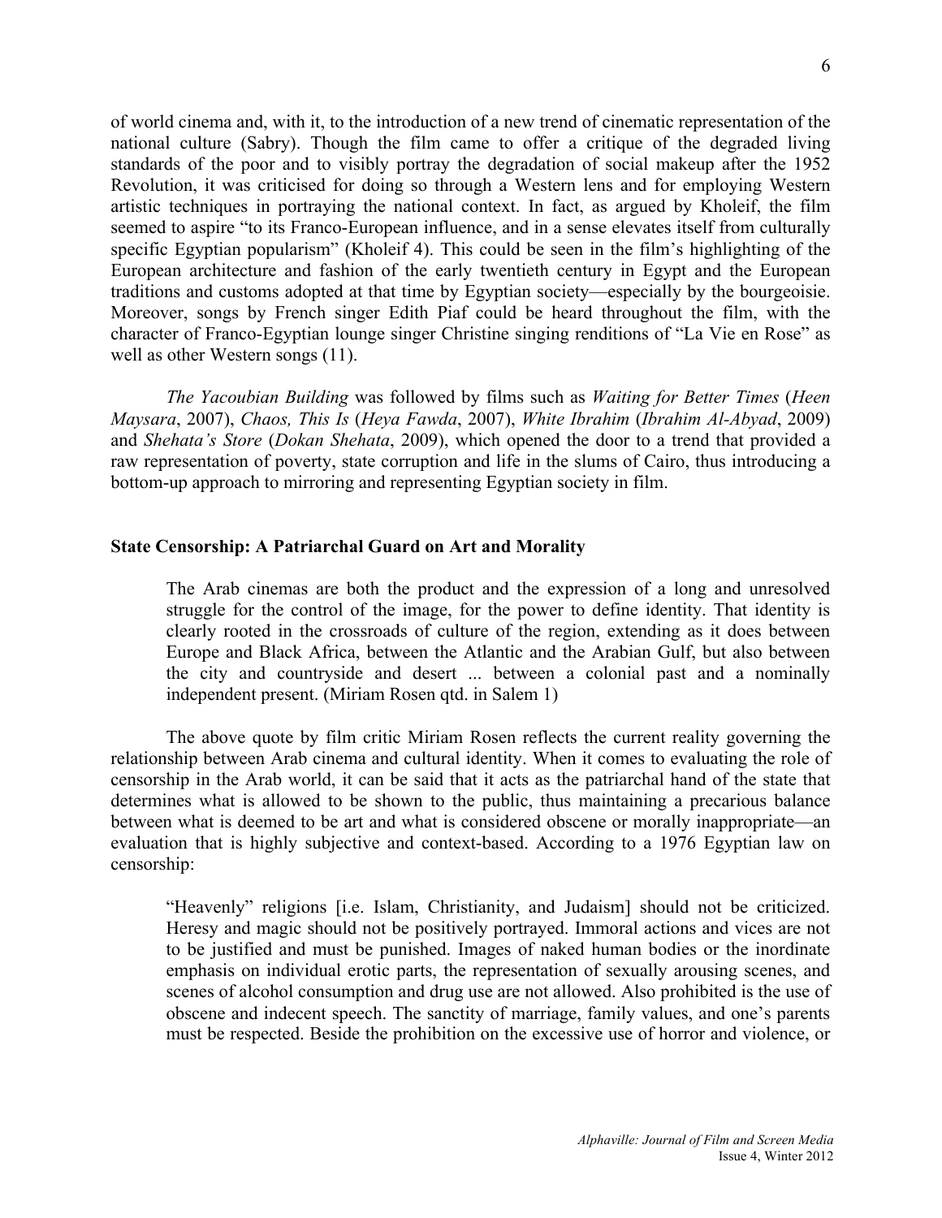of world cinema and, with it, to the introduction of a new trend of cinematic representation of the national culture (Sabry). Though the film came to offer a critique of the degraded living standards of the poor and to visibly portray the degradation of social makeup after the 1952 Revolution, it was criticised for doing so through a Western lens and for employing Western artistic techniques in portraying the national context. In fact, as argued by Kholeif, the film seemed to aspire "to its Franco-European influence, and in a sense elevates itself from culturally specific Egyptian popularism" (Kholeif 4). This could be seen in the film's highlighting of the European architecture and fashion of the early twentieth century in Egypt and the European traditions and customs adopted at that time by Egyptian society—especially by the bourgeoisie. Moreover, songs by French singer Edith Piaf could be heard throughout the film, with the character of Franco-Egyptian lounge singer Christine singing renditions of "La Vie en Rose" as well as other Western songs (11).

*The Yacoubian Building* was followed by films such as *Waiting for Better Times* (*Heen Maysara*, 2007), *Chaos, This Is* (*Heya Fawda*, 2007), *White Ibrahim* (*Ibrahim Al-Abyad*, 2009) and *Shehata's Store* (*Dokan Shehata*, 2009), which opened the door to a trend that provided a raw representation of poverty, state corruption and life in the slums of Cairo, thus introducing a bottom-up approach to mirroring and representing Egyptian society in film.

## State Censorship: A Patriarchal Guard on Art and Morality

> The Arab cinemas are both the product and the expression of a long and unresolved struggle for the control of the image, for the power to define identity. That identity is clearly rooted in the crossroads of culture of the region, extending as it does between Europe and Black Africa, between the Atlantic and the Arabian Gulf, but also between the city and countryside and desert ... between a colonial past and a nominally independent present. (Miriam Rosen qtd. in Salem 1)

The above quote by film critic Miriam Rosen reflects the current reality governing the relationship between Arab cinema and cultural identity. When it comes to evaluating the role of censorship in the Arab world, it can be said that it acts as the patriarchal hand of the state that determines what is allowed to be shown to the public, thus maintaining a precarious balance between what is deemed to be art and what is considered obscene or morally inappropriate—an evaluation that is highly subjective and context-based. According to a 1976 Egyptian law on censorship:

> "Heavenly" religions [i.e. Islam, Christianity, and Judaism] should not be criticized. Heresy and magic should not be positively portrayed. Immoral actions and vices are not to be justified and must be punished. Images of naked human bodies or the inordinate emphasis on individual erotic parts, the representation of sexually arousing scenes, and scenes of alcohol consumption and drug use are not allowed. Also prohibited is the use of obscene and indecent speech. The sanctity of marriage, family values, and one's parents must be respected. Beside the prohibition on the excessive use of horror and violence, or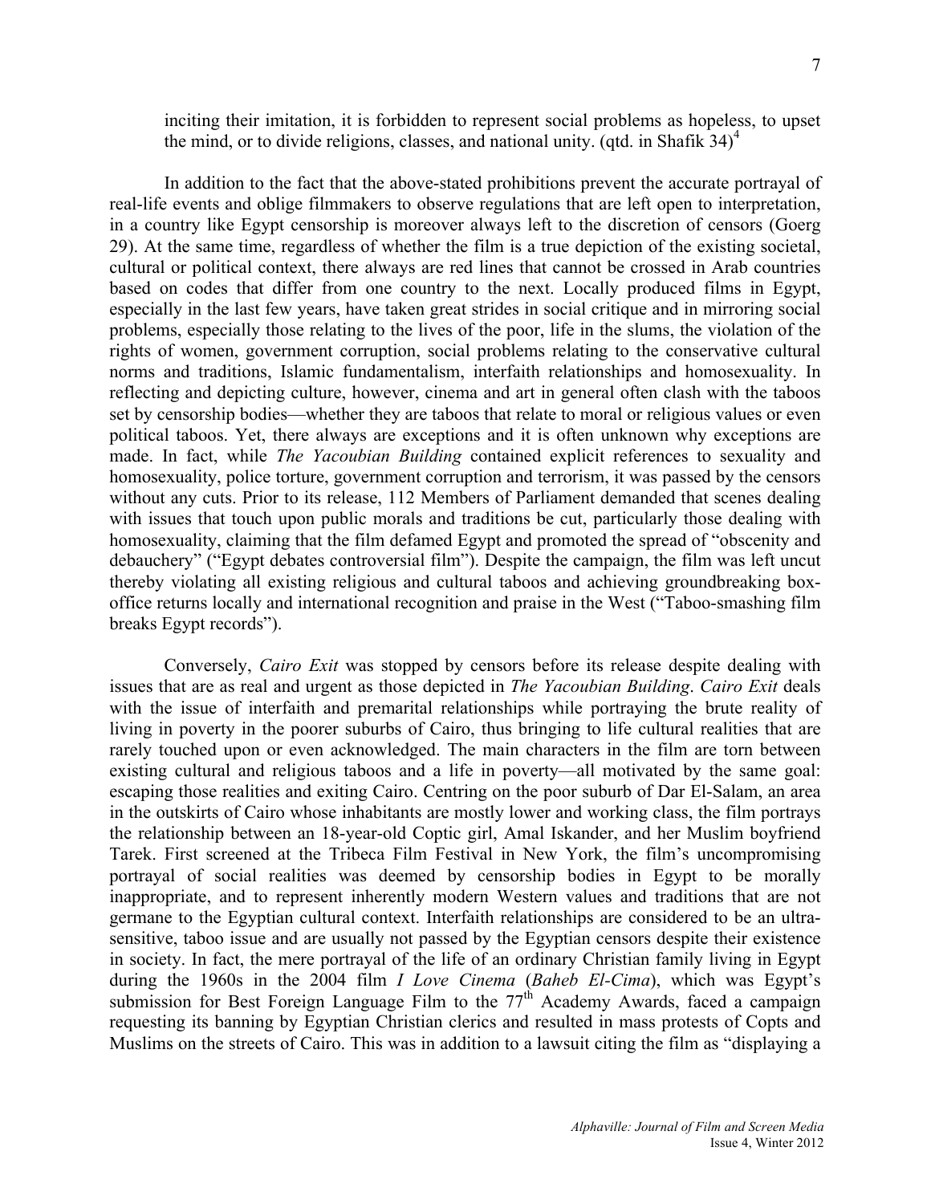inciting their imitation, it is forbidden to represent social problems as hopeless, to upset the mind, or to divide religions, classes, and national unity. (qtd. in Shafik 34)[4]

In addition to the fact that the above-stated prohibitions prevent the accurate portrayal of real-life events and oblige filmmakers to observe regulations that are left open to interpretation, in a country like Egypt censorship is moreover always left to the discretion of censors (Goerg 29). At the same time, regardless of whether the film is a true depiction of the existing societal, cultural or political context, there always are red lines that cannot be crossed in Arab countries based on codes that differ from one country to the next. Locally produced films in Egypt, especially in the last few years, have taken great strides in social critique and in mirroring social problems, especially those relating to the lives of the poor, life in the slums, the violation of the rights of women, government corruption, social problems relating to the conservative cultural norms and traditions, Islamic fundamentalism, interfaith relationships and homosexuality. In reflecting and depicting culture, however, cinema and art in general often clash with the taboos set by censorship bodies—whether they are taboos that relate to moral or religious values or even political taboos. Yet, there always are exceptions and it is often unknown why exceptions are made. In fact, while *The Yacoubian Building* contained explicit references to sexuality and homosexuality, police torture, government corruption and terrorism, it was passed by the censors without any cuts. Prior to its release, 112 Members of Parliament demanded that scenes dealing with issues that touch upon public morals and traditions be cut, particularly those dealing with homosexuality, claiming that the film defamed Egypt and promoted the spread of "obscenity and debauchery" ("Egypt debates controversial film"). Despite the campaign, the film was left uncut thereby violating all existing religious and cultural taboos and achieving groundbreaking box-office returns locally and international recognition and praise in the West ("Taboo-smashing film breaks Egypt records").

Conversely, *Cairo Exit* was stopped by censors before its release despite dealing with issues that are as real and urgent as those depicted in *The Yacoubian Building*. *Cairo Exit* deals with the issue of interfaith and premarital relationships while portraying the brute reality of living in poverty in the poorer suburbs of Cairo, thus bringing to life cultural realities that are rarely touched upon or even acknowledged. The main characters in the film are torn between existing cultural and religious taboos and a life in poverty—all motivated by the same goal: escaping those realities and exiting Cairo. Centring on the poor suburb of Dar El-Salam, an area in the outskirts of Cairo whose inhabitants are mostly lower and working class, the film portrays the relationship between an 18-year-old Coptic girl, Amal Iskander, and her Muslim boyfriend Tarek. First screened at the Tribeca Film Festival in New York, the film's uncompromising portrayal of social realities was deemed by censorship bodies in Egypt to be morally inappropriate, and to represent inherently modern Western values and traditions that are not germane to the Egyptian cultural context. Interfaith relationships are considered to be an ultra-sensitive, taboo issue and are usually not passed by the Egyptian censors despite their existence in society. In fact, the mere portrayal of the life of an ordinary Christian family living in Egypt during the 1960s in the 2004 film *I Love Cinema* (*Baheb El-Cima*), which was Egypt's submission for Best Foreign Language Film to the 77th Academy Awards, faced a campaign requesting its banning by Egyptian Christian clerics and resulted in mass protests of Copts and Muslims on the streets of Cairo. This was in addition to a lawsuit citing the film as "displaying a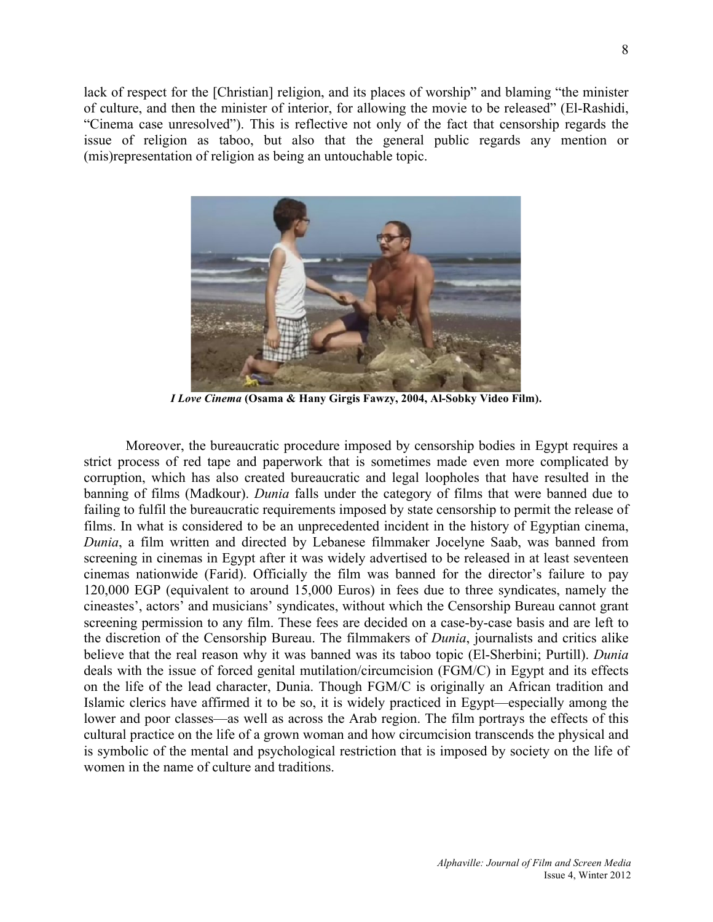lack of respect for the [Christian] religion, and its places of worship" and blaming "the minister of culture, and then the minister of interior, for allowing the movie to be released" (El-Rashidi, "Cinema case unresolved"). This is reflective not only of the fact that censorship regards the issue of religion as taboo, but also that the general public regards any mention or (mis)representation of religion as being an untouchable topic.

***I Love Cinema* (Osama & Hany Girgis Fawzy, 2004, Al-Sobky Video Film).**

Moreover, the bureaucratic procedure imposed by censorship bodies in Egypt requires a strict process of red tape and paperwork that is sometimes made even more complicated by corruption, which has also created bureaucratic and legal loopholes that have resulted in the banning of films (Madkour). *Dunia* falls under the category of films that were banned due to failing to fulfil the bureaucratic requirements imposed by state censorship to permit the release of films. In what is considered to be an unprecedented incident in the history of Egyptian cinema, *Dunia*, a film written and directed by Lebanese filmmaker Jocelyne Saab, was banned from screening in cinemas in Egypt after it was widely advertised to be released in at least seventeen cinemas nationwide (Farid). Officially the film was banned for the director's failure to pay 120,000 EGP (equivalent to around 15,000 Euros) in fees due to three syndicates, namely the cineastes', actors' and musicians' syndicates, without which the Censorship Bureau cannot grant screening permission to any film. These fees are decided on a case-by-case basis and are left to the discretion of the Censorship Bureau. The filmmakers of *Dunia*, journalists and critics alike believe that the real reason why it was banned was its taboo topic (El-Sherbini; Purtill). *Dunia* deals with the issue of forced genital mutilation/circumcision (FGM/C) in Egypt and its effects on the life of the lead character, Dunia. Though FGM/C is originally an African tradition and Islamic clerics have affirmed it to be so, it is widely practiced in Egypt—especially among the lower and poor classes—as well as across the Arab region. The film portrays the effects of this cultural practice on the life of a grown woman and how circumcision transcends the physical and is symbolic of the mental and psychological restriction that is imposed by society on the life of women in the name of culture and traditions.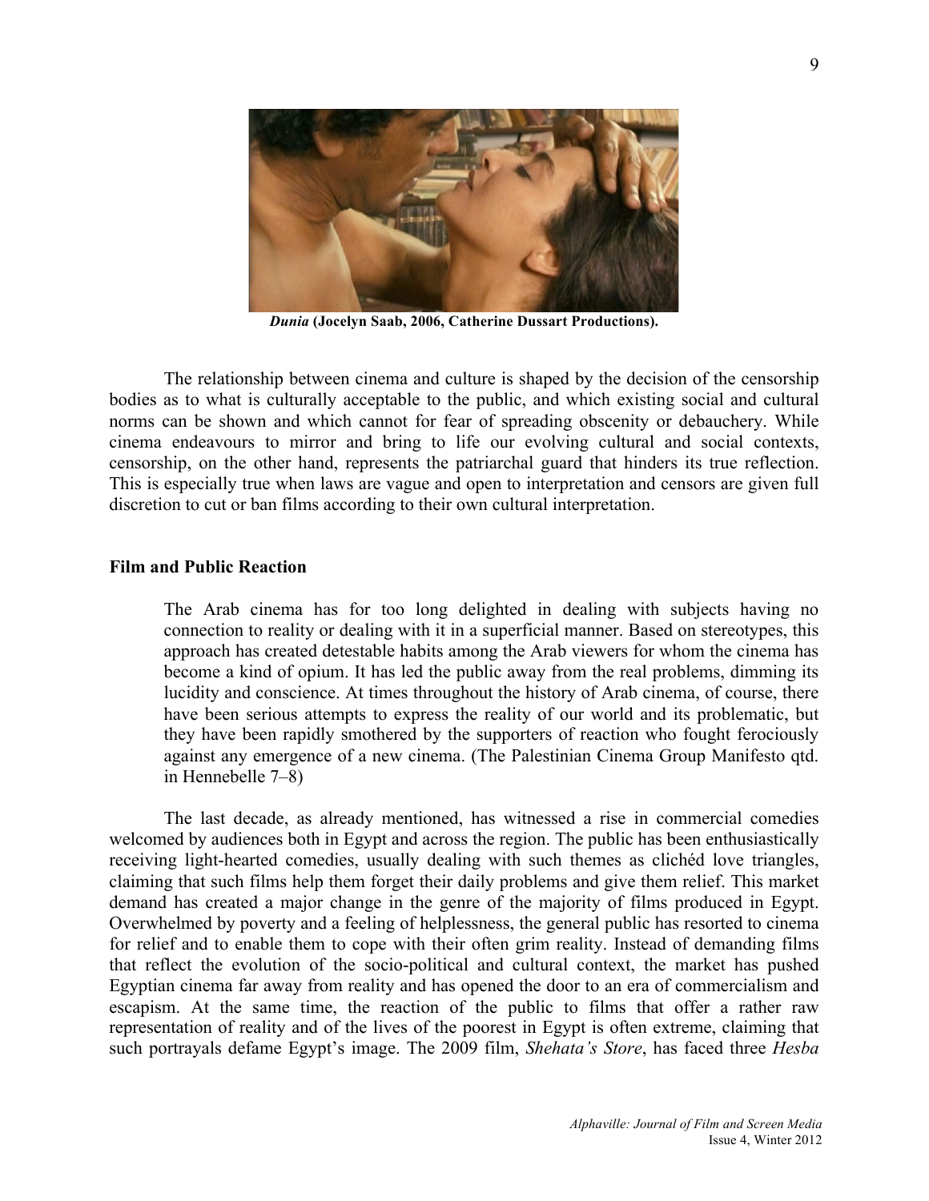***Dunia*** **(Jocelyn Saab, 2006, Catherine Dussart Productions).**

The relationship between cinema and culture is shaped by the decision of the censorship bodies as to what is culturally acceptable to the public, and which existing social and cultural norms can be shown and which cannot for fear of spreading obscenity or debauchery. While cinema endeavours to mirror and bring to life our evolving cultural and social contexts, censorship, on the other hand, represents the patriarchal guard that hinders its true reflection. This is especially true when laws are vague and open to interpretation and censors are given full discretion to cut or ban films according to their own cultural interpretation.

### Film and Public Reaction

> The Arab cinema has for too long delighted in dealing with subjects having no connection to reality or dealing with it in a superficial manner. Based on stereotypes, this approach has created detestable habits among the Arab viewers for whom the cinema has become a kind of opium. It has led the public away from the real problems, dimming its lucidity and conscience. At times throughout the history of Arab cinema, of course, there have been serious attempts to express the reality of our world and its problematic, but they have been rapidly smothered by the supporters of reaction who fought ferociously against any emergence of a new cinema. (The Palestinian Cinema Group Manifesto qtd. in Hennebelle 7–8)

The last decade, as already mentioned, has witnessed a rise in commercial comedies welcomed by audiences both in Egypt and across the region. The public has been enthusiastically receiving light-hearted comedies, usually dealing with such themes as clichéd love triangles, claiming that such films help them forget their daily problems and give them relief. This market demand has created a major change in the genre of the majority of films produced in Egypt. Overwhelmed by poverty and a feeling of helplessness, the general public has resorted to cinema for relief and to enable them to cope with their often grim reality. Instead of demanding films that reflect the evolution of the socio-political and cultural context, the market has pushed Egyptian cinema far away from reality and has opened the door to an era of commercialism and escapism. At the same time, the reaction of the public to films that offer a rather raw representation of reality and of the lives of the poorest in Egypt is often extreme, claiming that such portrayals defame Egypt's image. The 2009 film, *Shehata's Store*, has faced three *Hesba*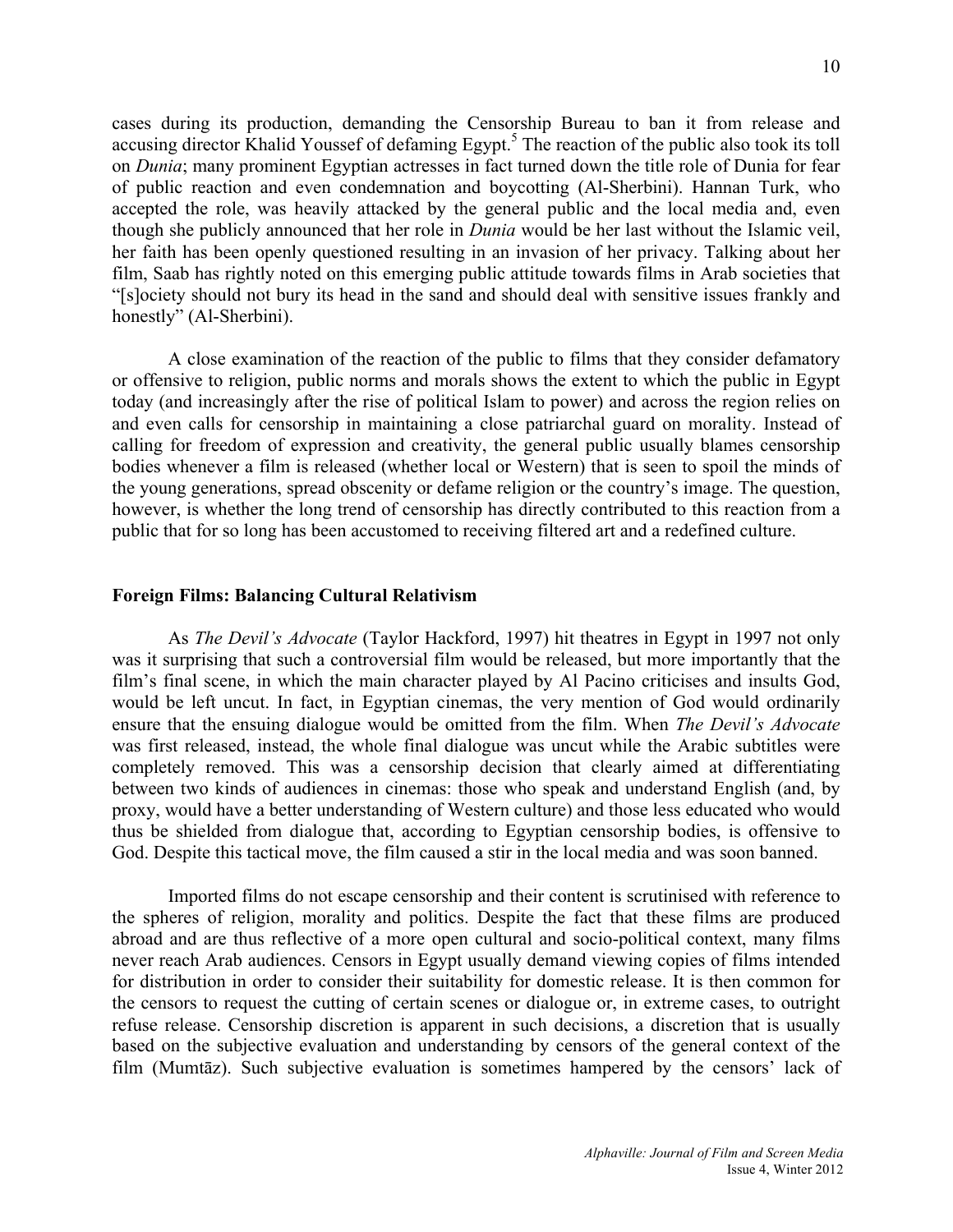cases during its production, demanding the Censorship Bureau to ban it from release and accusing director Khalid Youssef of defaming Egypt.[5] The reaction of the public also took its toll on *Dunia*; many prominent Egyptian actresses in fact turned down the title role of Dunia for fear of public reaction and even condemnation and boycotting (Al-Sherbini). Hannan Turk, who accepted the role, was heavily attacked by the general public and the local media and, even though she publicly announced that her role in *Dunia* would be her last without the Islamic veil, her faith has been openly questioned resulting in an invasion of her privacy. Talking about her film, Saab has rightly noted on this emerging public attitude towards films in Arab societies that "[s]ociety should not bury its head in the sand and should deal with sensitive issues frankly and honestly" (Al-Sherbini).

A close examination of the reaction of the public to films that they consider defamatory or offensive to religion, public norms and morals shows the extent to which the public in Egypt today (and increasingly after the rise of political Islam to power) and across the region relies on and even calls for censorship in maintaining a close patriarchal guard on morality. Instead of calling for freedom of expression and creativity, the general public usually blames censorship bodies whenever a film is released (whether local or Western) that is seen to spoil the minds of the young generations, spread obscenity or defame religion or the country's image. The question, however, is whether the long trend of censorship has directly contributed to this reaction from a public that for so long has been accustomed to receiving filtered art and a redefined culture.

**Foreign Films: Balancing Cultural Relativism**

As *The Devil's Advocate* (Taylor Hackford, 1997) hit theatres in Egypt in 1997 not only was it surprising that such a controversial film would be released, but more importantly that the film's final scene, in which the main character played by Al Pacino criticises and insults God, would be left uncut. In fact, in Egyptian cinemas, the very mention of God would ordinarily ensure that the ensuing dialogue would be omitted from the film. When *The Devil's Advocate* was first released, instead, the whole final dialogue was uncut while the Arabic subtitles were completely removed. This was a censorship decision that clearly aimed at differentiating between two kinds of audiences in cinemas: those who speak and understand English (and, by proxy, would have a better understanding of Western culture) and those less educated who would thus be shielded from dialogue that, according to Egyptian censorship bodies, is offensive to God. Despite this tactical move, the film caused a stir in the local media and was soon banned.

Imported films do not escape censorship and their content is scrutinised with reference to the spheres of religion, morality and politics. Despite the fact that these films are produced abroad and are thus reflective of a more open cultural and socio-political context, many films never reach Arab audiences. Censors in Egypt usually demand viewing copies of films intended for distribution in order to consider their suitability for domestic release. It is then common for the censors to request the cutting of certain scenes or dialogue or, in extreme cases, to outright refuse release. Censorship discretion is apparent in such decisions, a discretion that is usually based on the subjective evaluation and understanding by censors of the general context of the film (Mumtāz). Such subjective evaluation is sometimes hampered by the censors' lack of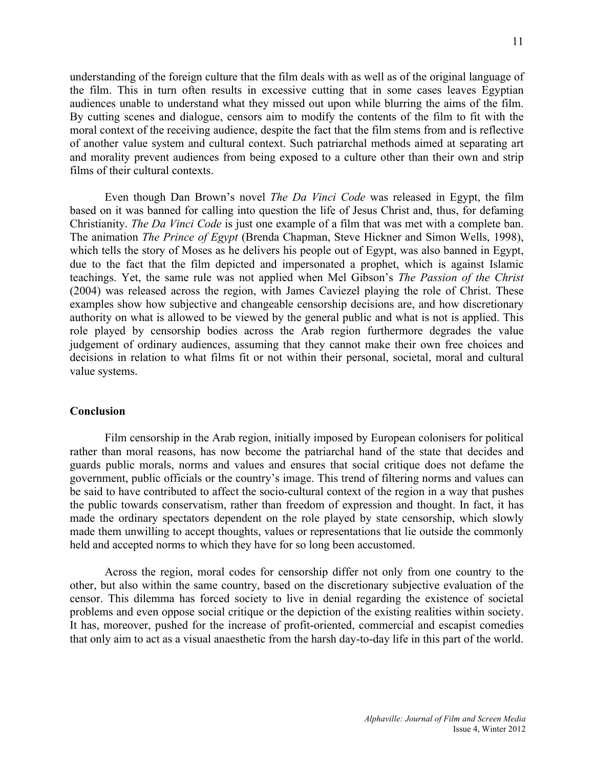understanding of the foreign culture that the film deals with as well as of the original language of the film. This in turn often results in excessive cutting that in some cases leaves Egyptian audiences unable to understand what they missed out upon while blurring the aims of the film. By cutting scenes and dialogue, censors aim to modify the contents of the film to fit with the moral context of the receiving audience, despite the fact that the film stems from and is reflective of another value system and cultural context. Such patriarchal methods aimed at separating art and morality prevent audiences from being exposed to a culture other than their own and strip films of their cultural contexts.

Even though Dan Brown's novel *The Da Vinci Code* was released in Egypt, the film based on it was banned for calling into question the life of Jesus Christ and, thus, for defaming Christianity. *The Da Vinci Code* is just one example of a film that was met with a complete ban. The animation *The Prince of Egypt* (Brenda Chapman, Steve Hickner and Simon Wells, 1998), which tells the story of Moses as he delivers his people out of Egypt, was also banned in Egypt, due to the fact that the film depicted and impersonated a prophet, which is against Islamic teachings. Yet, the same rule was not applied when Mel Gibson's *The Passion of the Christ* (2004) was released across the region, with James Caviezel playing the role of Christ. These examples show how subjective and changeable censorship decisions are, and how discretionary authority on what is allowed to be viewed by the general public and what is not is applied. This role played by censorship bodies across the Arab region furthermore degrades the value judgement of ordinary audiences, assuming that they cannot make their own free choices and decisions in relation to what films fit or not within their personal, societal, moral and cultural value systems.

## Conclusion

Film censorship in the Arab region, initially imposed by European colonisers for political rather than moral reasons, has now become the patriarchal hand of the state that decides and guards public morals, norms and values and ensures that social critique does not defame the government, public officials or the country's image. This trend of filtering norms and values can be said to have contributed to affect the socio-cultural context of the region in a way that pushes the public towards conservatism, rather than freedom of expression and thought. In fact, it has made the ordinary spectators dependent on the role played by state censorship, which slowly made them unwilling to accept thoughts, values or representations that lie outside the commonly held and accepted norms to which they have for so long been accustomed.

Across the region, moral codes for censorship differ not only from one country to the other, but also within the same country, based on the discretionary subjective evaluation of the censor. This dilemma has forced society to live in denial regarding the existence of societal problems and even oppose social critique or the depiction of the existing realities within society. It has, moreover, pushed for the increase of profit-oriented, commercial and escapist comedies that only aim to act as a visual anaesthetic from the harsh day-to-day life in this part of the world.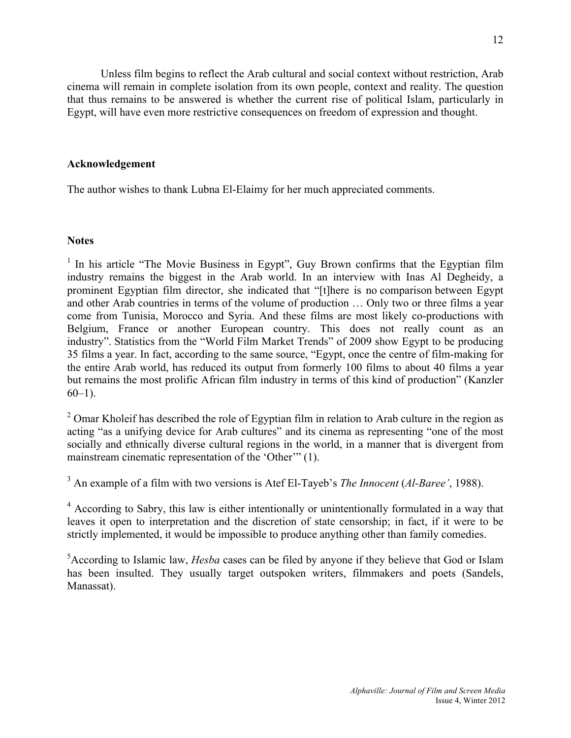Unless film begins to reflect the Arab cultural and social context without restriction, Arab cinema will remain in complete isolation from its own people, context and reality. The question that thus remains to be answered is whether the current rise of political Islam, particularly in Egypt, will have even more restrictive consequences on freedom of expression and thought.

**Acknowledgement**

The author wishes to thank Lubna El-Elaimy for her much appreciated comments.

**Notes**

[1] In his article "The Movie Business in Egypt", Guy Brown confirms that the Egyptian film industry remains the biggest in the Arab world. In an interview with Inas Al Degheidy, a prominent Egyptian film director, she indicated that "[t]here is no comparison between Egypt and other Arab countries in terms of the volume of production … Only two or three films a year come from Tunisia, Morocco and Syria. And these films are most likely co-productions with Belgium, France or another European country. This does not really count as an industry". Statistics from the "World Film Market Trends" of 2009 show Egypt to be producing 35 films a year. In fact, according to the same source, "Egypt, once the centre of film-making for the entire Arab world, has reduced its output from formerly 100 films to about 40 films a year but remains the most prolific African film industry in terms of this kind of production" (Kanzler 60–1).

[2] Omar Kholeif has described the role of Egyptian film in relation to Arab culture in the region as acting "as a unifying device for Arab cultures" and its cinema as representing "one of the most socially and ethnically diverse cultural regions in the world, in a manner that is divergent from mainstream cinematic representation of the 'Other'" (1).

[3] An example of a film with two versions is Atef El-Tayeb's *The Innocent* (*Al-Baree'*, 1988).

[4] According to Sabry, this law is either intentionally or unintentionally formulated in a way that leaves it open to interpretation and the discretion of state censorship; in fact, if it were to be strictly implemented, it would be impossible to produce anything other than family comedies.

[5] According to Islamic law, *Hesba* cases can be filed by anyone if they believe that God or Islam has been insulted. They usually target outspoken writers, filmmakers and poets (Sandels, Manassat).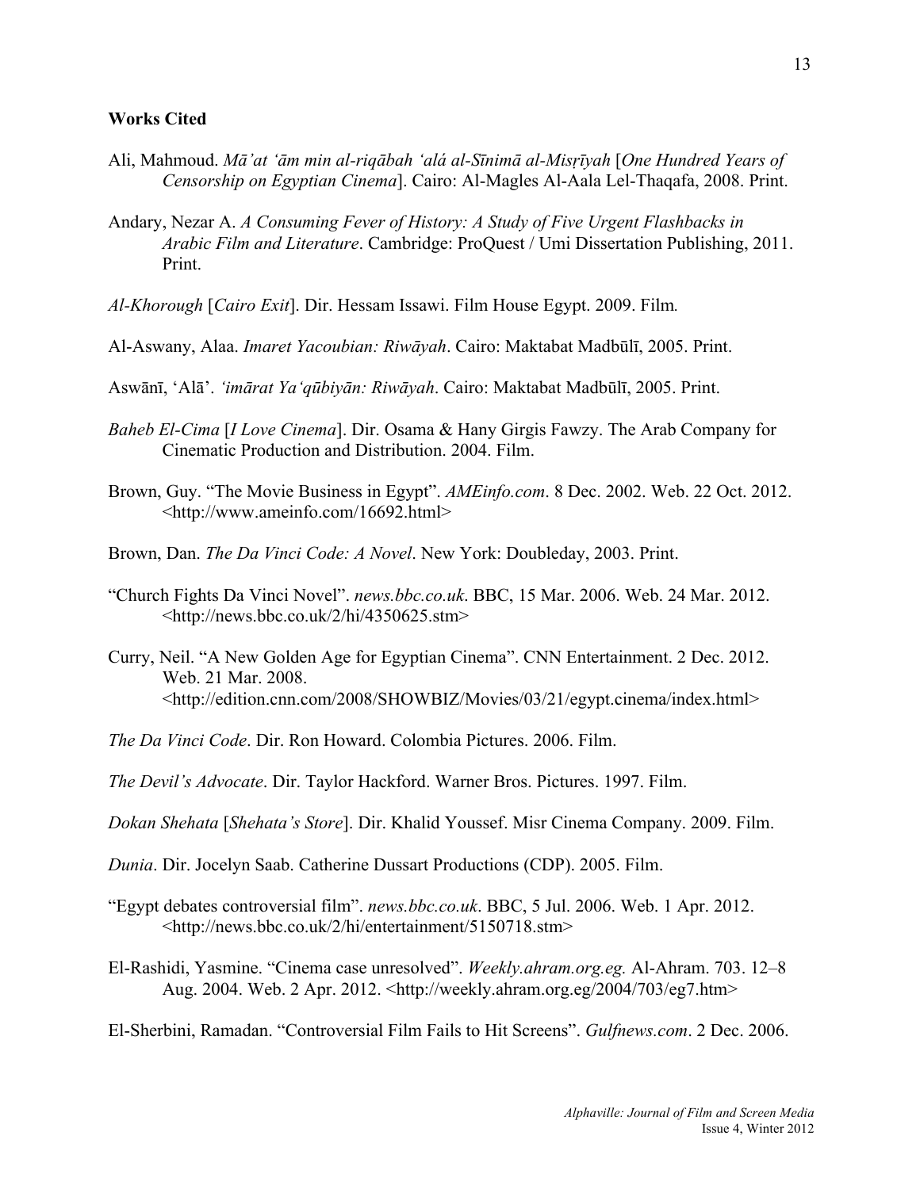**Works Cited**

Ali, Mahmoud. *Mā'at 'ām min al-riqābah 'alá al-Sīnimā al-Misṛīyah* [*One Hundred Years of Censorship on Egyptian Cinema*]. Cairo: Al-Magles Al-Aala Lel-Thaqafa, 2008. Print.

Andary, Nezar A. *A Consuming Fever of History: A Study of Five Urgent Flashbacks in Arabic Film and Literature*. Cambridge: ProQuest / Umi Dissertation Publishing, 2011. Print.

*Al-Khorough* [*Cairo Exit*]. Dir. Hessam Issawi. Film House Egypt. 2009. Film.

Al-Aswany, Alaa. *Imaret Yacoubian: Riwāyah*. Cairo: Maktabat Madbūlī, 2005. Print.

Aswānī, 'Alā'. *'imārat Ya'qūbiyān: Riwāyah*. Cairo: Maktabat Madbūlī, 2005. Print.

*Baheb El-Cima* [*I Love Cinema*]. Dir. Osama & Hany Girgis Fawzy. The Arab Company for Cinematic Production and Distribution. 2004. Film.

Brown, Guy. "The Movie Business in Egypt". *AMEinfo.com*. 8 Dec. 2002. Web. 22 Oct. 2012. <http://www.ameinfo.com/16692.html>

Brown, Dan. *The Da Vinci Code: A Novel*. New York: Doubleday, 2003. Print.

"Church Fights Da Vinci Novel". *news.bbc.co.uk*. BBC, 15 Mar. 2006. Web. 24 Mar. 2012. <http://news.bbc.co.uk/2/hi/4350625.stm>

Curry, Neil. "A New Golden Age for Egyptian Cinema". CNN Entertainment. 2 Dec. 2012. Web. 21 Mar. 2008. <http://edition.cnn.com/2008/SHOWBIZ/Movies/03/21/egypt.cinema/index.html>

*The Da Vinci Code*. Dir. Ron Howard. Colombia Pictures. 2006. Film.

*The Devil's Advocate*. Dir. Taylor Hackford. Warner Bros. Pictures. 1997. Film.

*Dokan Shehata* [*Shehata's Store*]. Dir. Khalid Youssef. Misr Cinema Company. 2009. Film.

*Dunia*. Dir. Jocelyn Saab. Catherine Dussart Productions (CDP). 2005. Film.

"Egypt debates controversial film". *news.bbc.co.uk*. BBC, 5 Jul. 2006. Web. 1 Apr. 2012. <http://news.bbc.co.uk/2/hi/entertainment/5150718.stm>

El-Rashidi, Yasmine. "Cinema case unresolved". *Weekly.ahram.org.eg.* Al-Ahram. 703. 12–8 Aug. 2004. Web. 2 Apr. 2012. <http://weekly.ahram.org.eg/2004/703/eg7.htm>

El-Sherbini, Ramadan. "Controversial Film Fails to Hit Screens". *Gulfnews.com*. 2 Dec. 2006.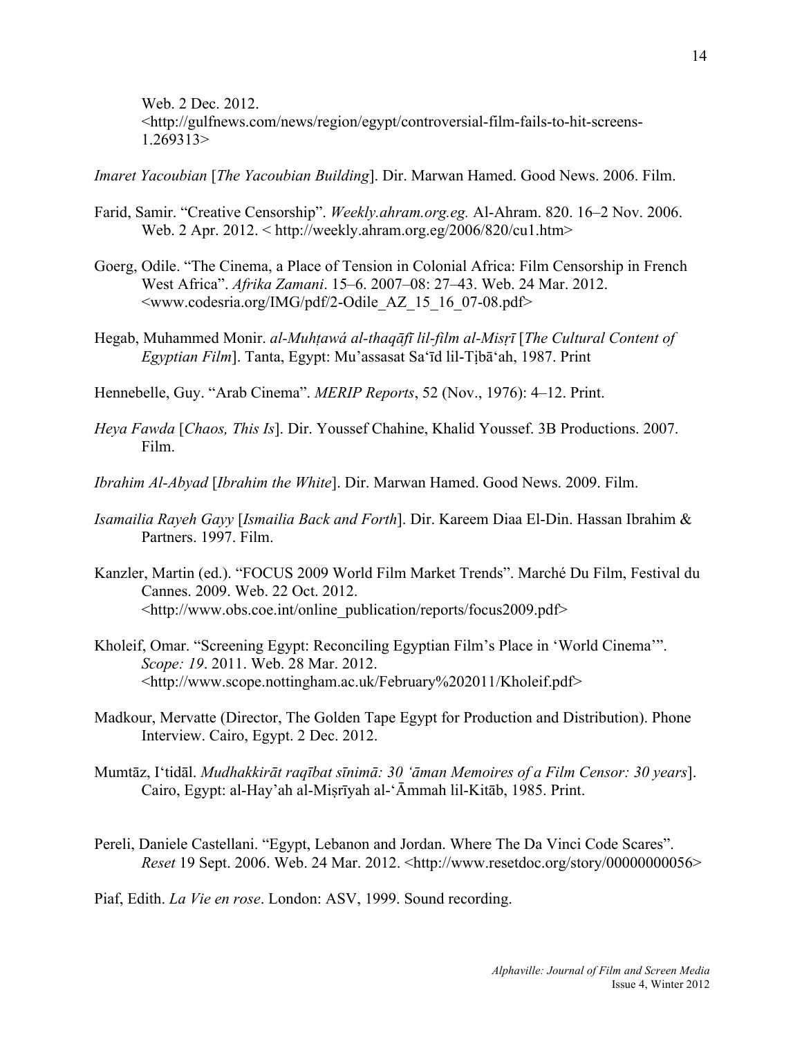Web. 2 Dec. 2012. <http://gulfnews.com/news/region/egypt/controversial-film-fails-to-hit-screens-1.269313>

*Imaret Yacoubian* [*The Yacoubian Building*]. Dir. Marwan Hamed. Good News. 2006. Film.

Farid, Samir. "Creative Censorship". *Weekly.ahram.org.eg.* Al-Ahram. 820. 16–2 Nov. 2006. Web. 2 Apr. 2012. < http://weekly.ahram.org.eg/2006/820/cu1.htm>

Goerg, Odile. "The Cinema, a Place of Tension in Colonial Africa: Film Censorship in French West Africa". *Afrika Zamani*. 15–6. 2007–08: 27–43. Web. 24 Mar. 2012. <www.codesria.org/IMG/pdf/2-Odile_AZ_15_16_07-08.pdf>

Hegab, Muhammed Monir. *al-Muhṭawá al-thaqāfī lil-film al-Misṛī* [*The Cultural Content of Egyptian Film*]. Tanta, Egypt: Mu'assasat Sa'īd lil-Ṭibā'ah, 1987. Print

Hennebelle, Guy. "Arab Cinema". *MERIP Reports*, 52 (Nov., 1976): 4–12. Print.

*Heya Fawda* [*Chaos, This Is*]. Dir. Youssef Chahine, Khalid Youssef. 3B Productions. 2007. Film.

*Ibrahim Al-Abyad* [*Ibrahim the White*]. Dir. Marwan Hamed. Good News. 2009. Film.

*Isamailia Rayeh Gayy* [*Ismailia Back and Forth*]. Dir. Kareem Diaa El-Din. Hassan Ibrahim & Partners. 1997. Film.

Kanzler, Martin (ed.). "FOCUS 2009 World Film Market Trends". Marché Du Film, Festival du Cannes. 2009. Web. 22 Oct. 2012. <http://www.obs.coe.int/online_publication/reports/focus2009.pdf>

Kholeif, Omar. "Screening Egypt: Reconciling Egyptian Film's Place in 'World Cinema'". *Scope: 19*. 2011. Web. 28 Mar. 2012. <http://www.scope.nottingham.ac.uk/February%202011/Kholeif.pdf>

Madkour, Mervatte (Director, The Golden Tape Egypt for Production and Distribution). Phone Interview. Cairo, Egypt. 2 Dec. 2012.

Mumtāz, I'tidāl. *Mudhakkirāt raqībat sīnimā: 30 'āman Memoires of a Film Censor: 30 years*]. Cairo, Egypt: al-Hay'ah al-Miṣrīyah al-'Āmmah lil-Kitāb, 1985. Print.

Pereli, Daniele Castellani. "Egypt, Lebanon and Jordan. Where The Da Vinci Code Scares". *Reset* 19 Sept. 2006. Web. 24 Mar. 2012. <http://www.resetdoc.org/story/00000000056>

Piaf, Edith. *La Vie en rose*. London: ASV, 1999. Sound recording.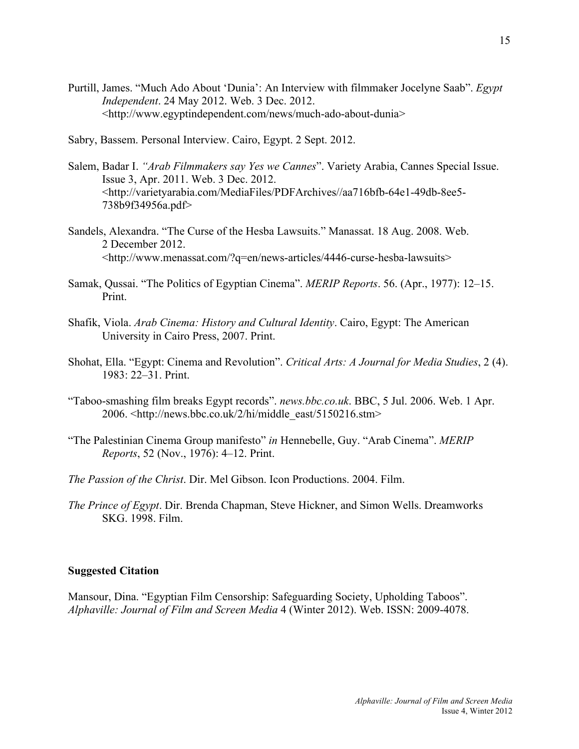Purtill, James. "Much Ado About 'Dunia': An Interview with filmmaker Jocelyne Saab". *Egypt Independent*. 24 May 2012. Web. 3 Dec. 2012. <http://www.egyptindependent.com/news/much-ado-about-dunia>

Sabry, Bassem. Personal Interview. Cairo, Egypt. 2 Sept. 2012.

Salem, Badar I. *"Arab Filmmakers say Yes we Cannes*". Variety Arabia, Cannes Special Issue. Issue 3, Apr. 2011. Web. 3 Dec. 2012. <http://varietyarabia.com/MediaFiles/PDFArchives//aa716bfb-64e1-49db-8ee5-738b9f34956a.pdf>

Sandels, Alexandra. "The Curse of the Hesba Lawsuits." Manassat. 18 Aug. 2008. Web. 2 December 2012. <http://www.menassat.com/?q=en/news-articles/4446-curse-hesba-lawsuits>

Samak, Qussai. "The Politics of Egyptian Cinema". *MERIP Reports*. 56. (Apr., 1977): 12–15. Print.

Shafik, Viola. *Arab Cinema: History and Cultural Identity*. Cairo, Egypt: The American University in Cairo Press, 2007. Print.

Shohat, Ella. "Egypt: Cinema and Revolution". *Critical Arts: A Journal for Media Studies*, 2 (4). 1983: 22–31. Print.

"Taboo-smashing film breaks Egypt records". *news.bbc.co.uk*. BBC, 5 Jul. 2006. Web. 1 Apr. 2006. <http://news.bbc.co.uk/2/hi/middle_east/5150216.stm>

"The Palestinian Cinema Group manifesto" *in* Hennebelle, Guy. "Arab Cinema". *MERIP Reports*, 52 (Nov., 1976): 4–12. Print.

*The Passion of the Christ*. Dir. Mel Gibson. Icon Productions. 2004. Film.

*The Prince of Egypt*. Dir. Brenda Chapman, Steve Hickner, and Simon Wells. Dreamworks SKG. 1998. Film.

**Suggested Citation**

Mansour, Dina. "Egyptian Film Censorship: Safeguarding Society, Upholding Taboos". *Alphaville: Journal of Film and Screen Media* 4 (Winter 2012). Web. ISSN: 2009-4078.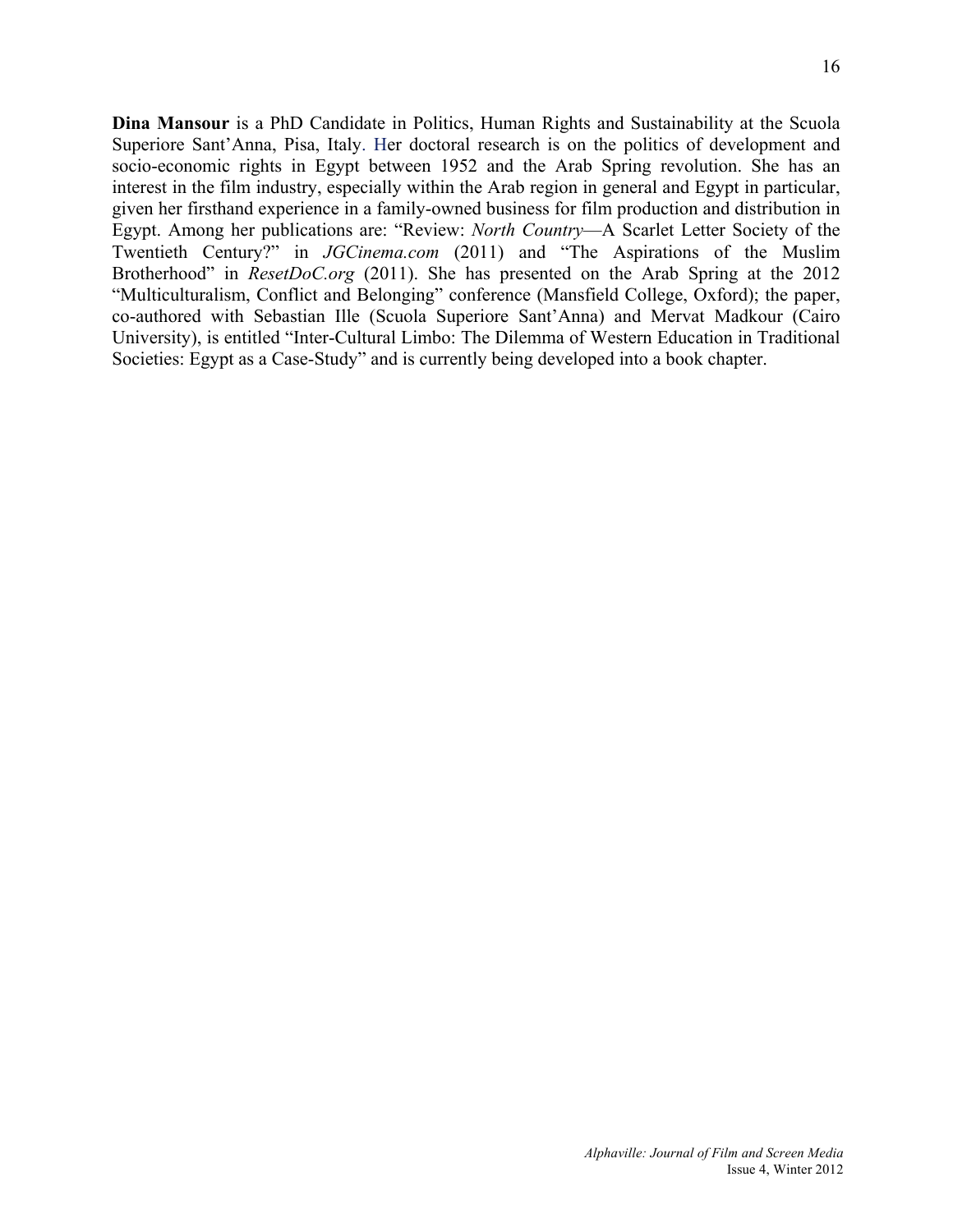**Dina Mansour** is a PhD Candidate in Politics, Human Rights and Sustainability at the Scuola Superiore Sant'Anna, Pisa, Italy. Her doctoral research is on the politics of development and socio-economic rights in Egypt between 1952 and the Arab Spring revolution. She has an interest in the film industry, especially within the Arab region in general and Egypt in particular, given her firsthand experience in a family-owned business for film production and distribution in Egypt. Among her publications are: "Review: *North Country*—A Scarlet Letter Society of the Twentieth Century?" in *JGCinema.com* (2011) and "The Aspirations of the Muslim Brotherhood" in *ResetDoC.org* (2011). She has presented on the Arab Spring at the 2012 "Multiculturalism, Conflict and Belonging" conference (Mansfield College, Oxford); the paper, co-authored with Sebastian Ille (Scuola Superiore Sant'Anna) and Mervat Madkour (Cairo University), is entitled "Inter-Cultural Limbo: The Dilemma of Western Education in Traditional Societies: Egypt as a Case-Study" and is currently being developed into a book chapter.